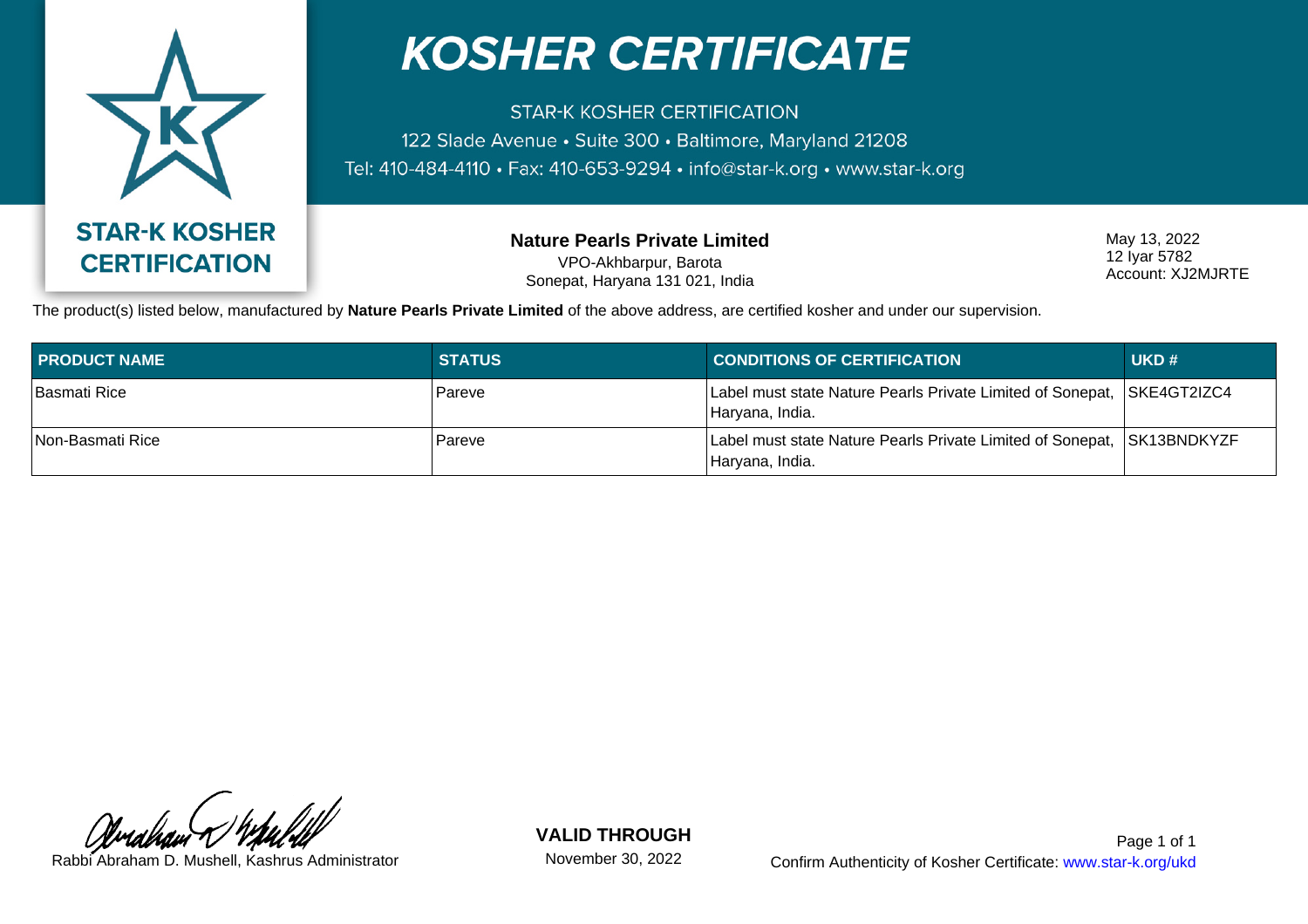# KOSHER CERTIFICATE

STAR-K KOSHER CERTIFICATION
122 Slade Avenue • Suite 300 • Baltimore, Maryland 21208
Tel: 410-484-4110 • Fax: 410-653-9294 • info@star-k.org • www.star-k.org

**STAR-K KOSHER CERTIFICATION**

**Nature Pearls Private Limited**
VPO-Akhbarpur, Barota
Sonepat, Haryana 131 021, India

May 13, 2022
12 Iyar 5782
Account: XJ2MJRTE

The product(s) listed below, manufactured by **Nature Pearls Private Limited** of the above address, are certified kosher and under our supervision.

| PRODUCT NAME | STATUS | CONDITIONS OF CERTIFICATION | UKD # |
|---|---|---|---|
| Basmati Rice | Pareve | Label must state Nature Pearls Private Limited of Sonepat, Haryana, India. | SKE4GT2IZC4 |
| Non-Basmati Rice | Pareve | Label must state Nature Pearls Private Limited of Sonepat, Haryana, India. | SK13BNDKYZF |

Rabbi Abraham D. Mushell, Kashrus Administrator

**VALID THROUGH**
November 30, 2022

Confirm Authenticity of Kosher Certificate: www.star-k.org/ukd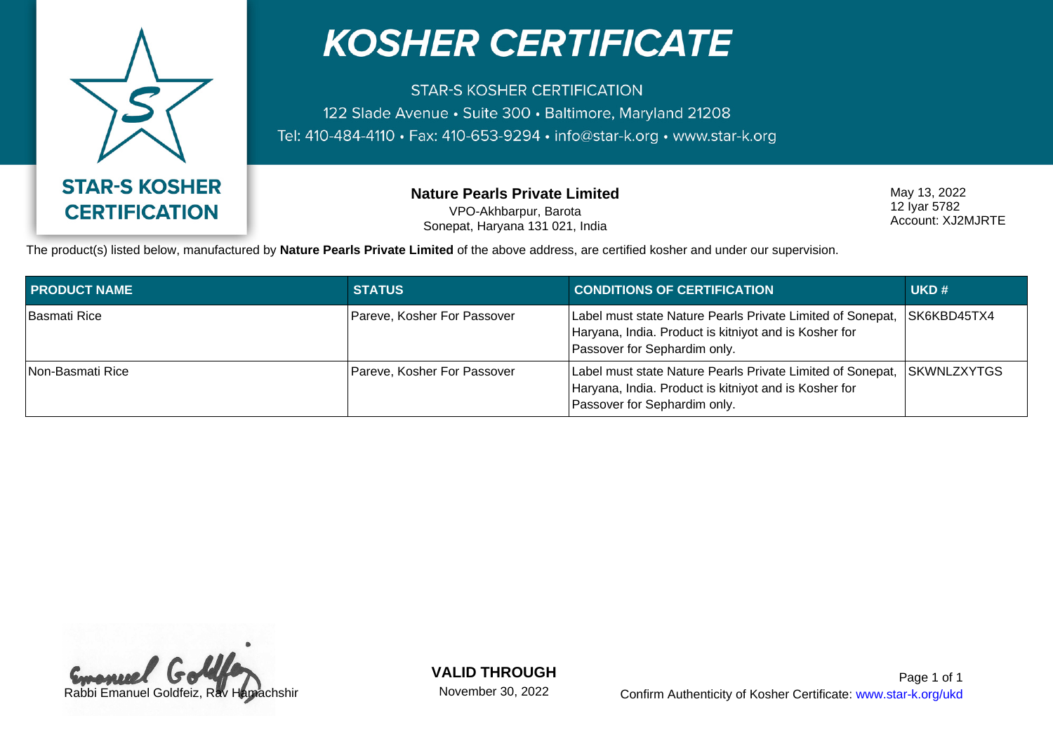# KOSHER CERTIFICATE

STAR-S KOSHER CERTIFICATION
122 Slade Avenue • Suite 300 • Baltimore, Maryland 21208
Tel: 410-484-4110 • Fax: 410-653-9294 • info@star-k.org • www.star-k.org

**STAR-S KOSHER CERTIFICATION**

**Nature Pearls Private Limited**
VPO-Akhbarpur, Barota
Sonepat, Haryana 131 021, India

May 13, 2022
12 Iyar 5782
Account: XJ2MJRTE

The product(s) listed below, manufactured by **Nature Pearls Private Limited** of the above address, are certified kosher and under our supervision.

| PRODUCT NAME | STATUS | CONDITIONS OF CERTIFICATION | UKD # |
|---|---|---|---|
| Basmati Rice | Pareve, Kosher For Passover | Label must state Nature Pearls Private Limited of Sonepat, Haryana, India. Product is kitniyot and is Kosher for Passover for Sephardim only. | SK6KBD45TX4 |
| Non-Basmati Rice | Pareve, Kosher For Passover | Label must state Nature Pearls Private Limited of Sonepat, Haryana, India. Product is kitniyot and is Kosher for Passover for Sephardim only. | SKWNLZXYTGS |

Rabbi Emanuel Goldfeiz, Rav Hamachshir

**VALID THROUGH**
November 30, 2022

Confirm Authenticity of Kosher Certificate: www.star-k.org/ukd